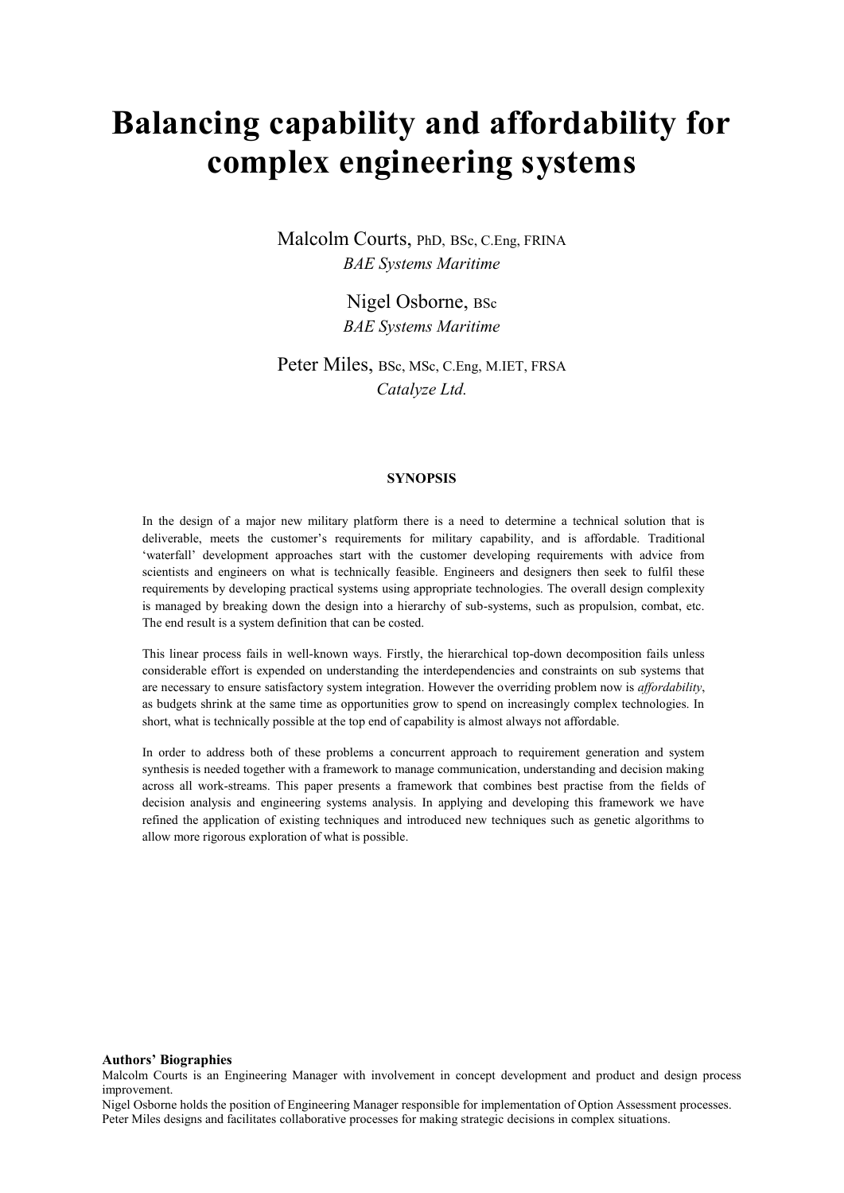# Balancing capability and affordability for complex engineering systems

Malcolm Courts, PhD, BSc, C.Eng, FRINA
*BAE Systems Maritime*

Nigel Osborne, BSc
*BAE Systems Maritime*

Peter Miles, BSc, MSc, C.Eng, M.IET, FRSA
*Catalyze Ltd.*

**SYNOPSIS**

In the design of a major new military platform there is a need to determine a technical solution that is deliverable, meets the customer's requirements for military capability, and is affordable. Traditional 'waterfall' development approaches start with the customer developing requirements with advice from scientists and engineers on what is technically feasible. Engineers and designers then seek to fulfil these requirements by developing practical systems using appropriate technologies. The overall design complexity is managed by breaking down the design into a hierarchy of sub-systems, such as propulsion, combat, etc. The end result is a system definition that can be costed.

This linear process fails in well-known ways. Firstly, the hierarchical top-down decomposition fails unless considerable effort is expended on understanding the interdependencies and constraints on sub systems that are necessary to ensure satisfactory system integration. However the overriding problem now is *affordability*, as budgets shrink at the same time as opportunities grow to spend on increasingly complex technologies. In short, what is technically possible at the top end of capability is almost always not affordable.

In order to address both of these problems a concurrent approach to requirement generation and system synthesis is needed together with a framework to manage communication, understanding and decision making across all work-streams. This paper presents a framework that combines best practise from the fields of decision analysis and engineering systems analysis. In applying and developing this framework we have refined the application of existing techniques and introduced new techniques such as genetic algorithms to allow more rigorous exploration of what is possible.

**Authors' Biographies**

Malcolm Courts is an Engineering Manager with involvement in concept development and product and design process improvement.

Nigel Osborne holds the position of Engineering Manager responsible for implementation of Option Assessment processes.

Peter Miles designs and facilitates collaborative processes for making strategic decisions in complex situations.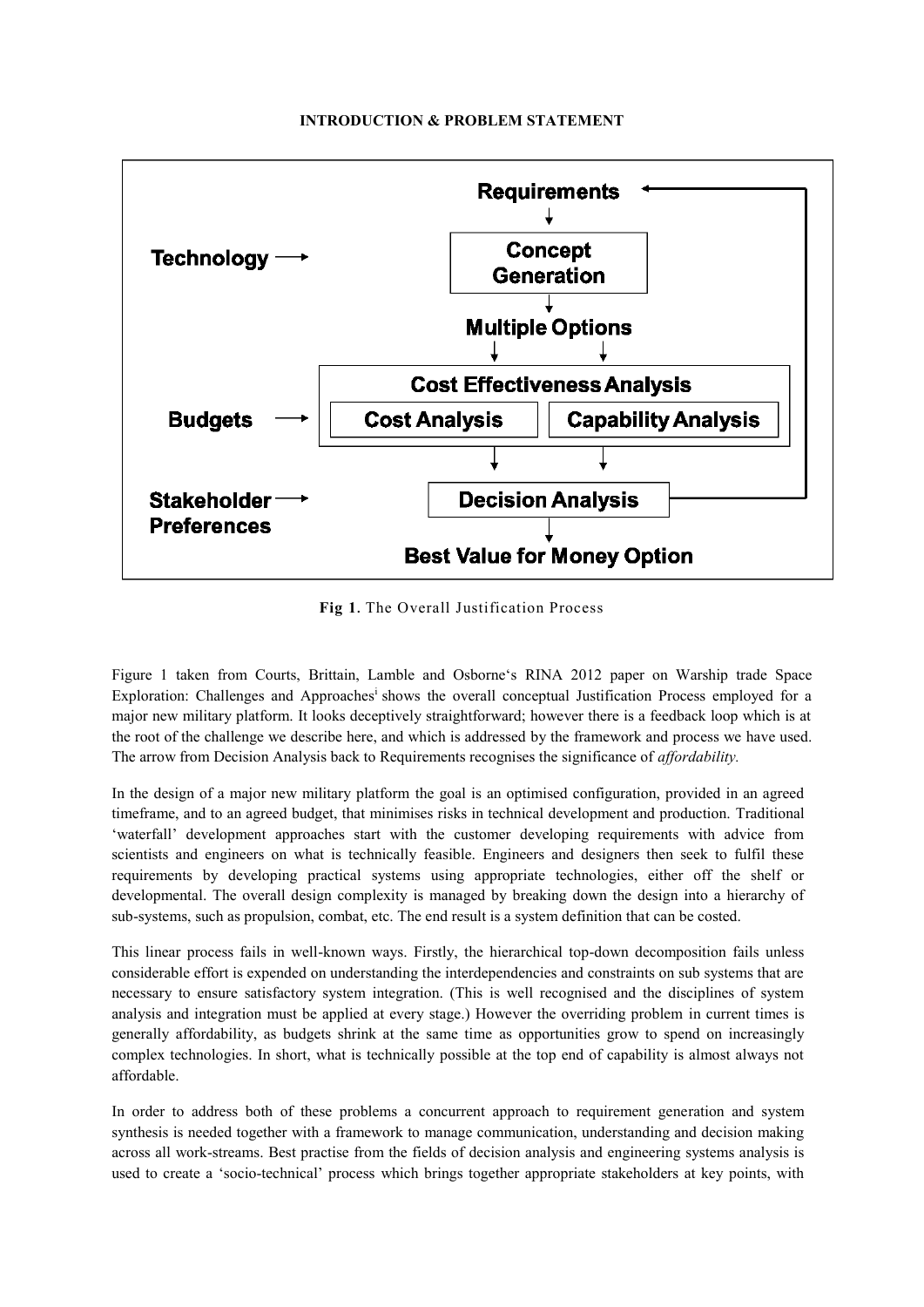**INTRODUCTION & PROBLEM STATEMENT**

**Fig 1.** The Overall Justification Process

Figure 1 taken from Courts, Brittain, Lamble and Osborne's RINA 2012 paper on Warship trade Space Exploration: Challenges and Approaches[i] shows the overall conceptual Justification Process employed for a major new military platform. It looks deceptively straightforward; however there is a feedback loop which is at the root of the challenge we describe here, and which is addressed by the framework and process we have used. The arrow from Decision Analysis back to Requirements recognises the significance of *affordability.*

In the design of a major new military platform the goal is an optimised configuration, provided in an agreed timeframe, and to an agreed budget, that minimises risks in technical development and production. Traditional 'waterfall' development approaches start with the customer developing requirements with advice from scientists and engineers on what is technically feasible. Engineers and designers then seek to fulfil these requirements by developing practical systems using appropriate technologies, either off the shelf or developmental. The overall design complexity is managed by breaking down the design into a hierarchy of sub-systems, such as propulsion, combat, etc. The end result is a system definition that can be costed.

This linear process fails in well-known ways. Firstly, the hierarchical top-down decomposition fails unless considerable effort is expended on understanding the interdependencies and constraints on sub systems that are necessary to ensure satisfactory system integration. (This is well recognised and the disciplines of system analysis and integration must be applied at every stage.) However the overriding problem in current times is generally affordability, as budgets shrink at the same time as opportunities grow to spend on increasingly complex technologies. In short, what is technically possible at the top end of capability is almost always not affordable.

In order to address both of these problems a concurrent approach to requirement generation and system synthesis is needed together with a framework to manage communication, understanding and decision making across all work-streams. Best practise from the fields of decision analysis and engineering systems analysis is used to create a 'socio-technical' process which brings together appropriate stakeholders at key points, with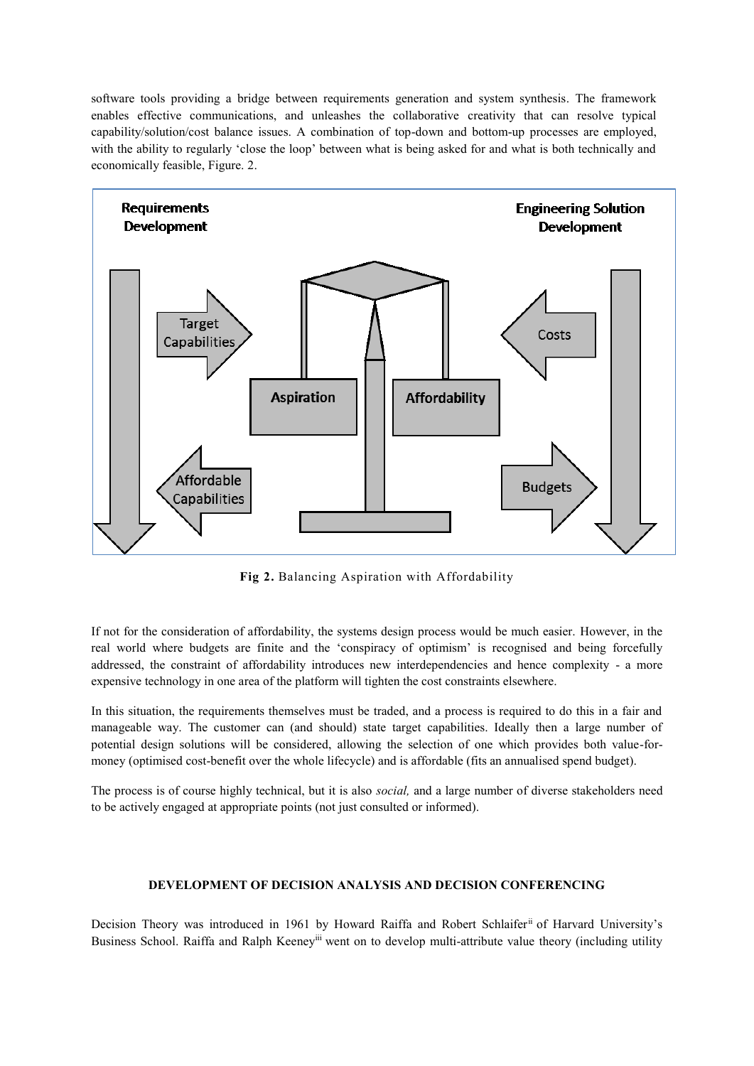software tools providing a bridge between requirements generation and system synthesis. The framework enables effective communications, and unleashes the collaborative creativity that can resolve typical capability/solution/cost balance issues. A combination of top-down and bottom-up processes are employed, with the ability to regularly 'close the loop' between what is being asked for and what is both technically and economically feasible, Figure. 2.

Requirements Development

Engineering Solution Development

Target Capabilities

Costs

Aspiration

Affordability

Affordable Capabilities

Budgets

**Fig 2.** Balancing Aspiration with Affordability

If not for the consideration of affordability, the systems design process would be much easier. However, in the real world where budgets are finite and the 'conspiracy of optimism' is recognised and being forcefully addressed, the constraint of affordability introduces new interdependencies and hence complexity - a more expensive technology in one area of the platform will tighten the cost constraints elsewhere.

In this situation, the requirements themselves must be traded, and a process is required to do this in a fair and manageable way. The customer can (and should) state target capabilities. Ideally then a large number of potential design solutions will be considered, allowing the selection of one which provides both value-for-money (optimised cost-benefit over the whole lifecycle) and is affordable (fits an annualised spend budget).

The process is of course highly technical, but it is also *social,* and a large number of diverse stakeholders need to be actively engaged at appropriate points (not just consulted or informed).

## DEVELOPMENT OF DECISION ANALYSIS AND DECISION CONFERENCING

Decision Theory was introduced in 1961 by Howard Raiffa and Robert Schlaifer[ii] of Harvard University's Business School. Raiffa and Ralph Keeney[iii] went on to develop multi-attribute value theory (including utility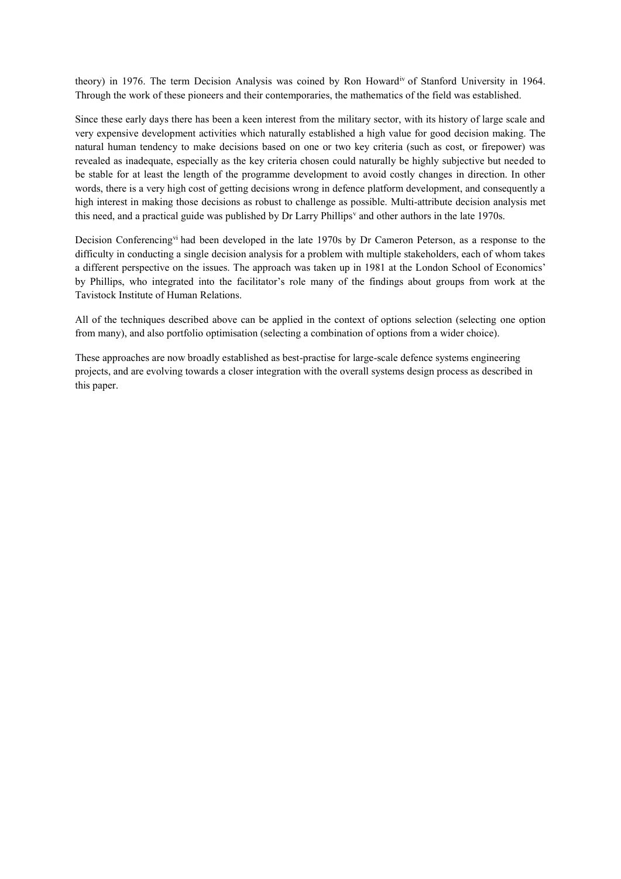theory) in 1976. The term Decision Analysis was coined by Ron Howard[iv] of Stanford University in 1964. Through the work of these pioneers and their contemporaries, the mathematics of the field was established.

Since these early days there has been a keen interest from the military sector, with its history of large scale and very expensive development activities which naturally established a high value for good decision making. The natural human tendency to make decisions based on one or two key criteria (such as cost, or firepower) was revealed as inadequate, especially as the key criteria chosen could naturally be highly subjective but needed to be stable for at least the length of the programme development to avoid costly changes in direction. In other words, there is a very high cost of getting decisions wrong in defence platform development, and consequently a high interest in making those decisions as robust to challenge as possible. Multi-attribute decision analysis met this need, and a practical guide was published by Dr Larry Phillips[v] and other authors in the late 1970s.

Decision Conferencing[vi] had been developed in the late 1970s by Dr Cameron Peterson, as a response to the difficulty in conducting a single decision analysis for a problem with multiple stakeholders, each of whom takes a different perspective on the issues. The approach was taken up in 1981 at the London School of Economics' by Phillips, who integrated into the facilitator's role many of the findings about groups from work at the Tavistock Institute of Human Relations.

All of the techniques described above can be applied in the context of options selection (selecting one option from many), and also portfolio optimisation (selecting a combination of options from a wider choice).

These approaches are now broadly established as best-practise for large-scale defence systems engineering projects, and are evolving towards a closer integration with the overall systems design process as described in this paper.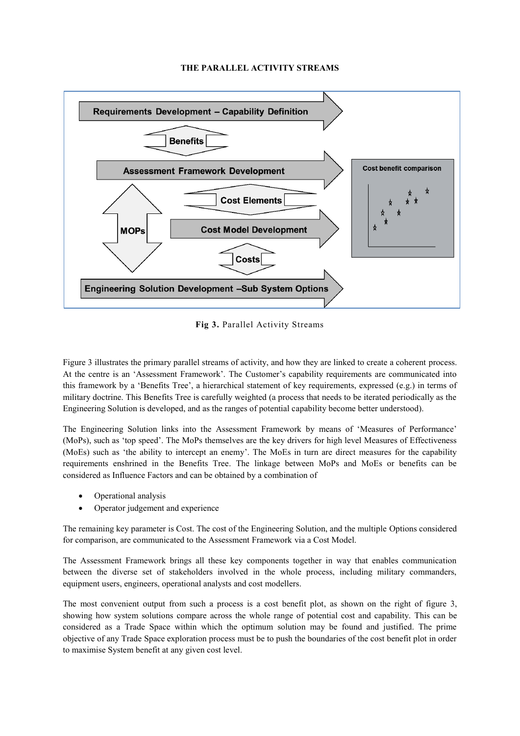## THE PARALLEL ACTIVITY STREAMS

**Fig 3.** Parallel Activity Streams

Figure 3 illustrates the primary parallel streams of activity, and how they are linked to create a coherent process. At the centre is an 'Assessment Framework'. The Customer's capability requirements are communicated into this framework by a 'Benefits Tree', a hierarchical statement of key requirements, expressed (e.g.) in terms of military doctrine. This Benefits Tree is carefully weighted (a process that needs to be iterated periodically as the Engineering Solution is developed, and as the ranges of potential capability become better understood).

The Engineering Solution links into the Assessment Framework by means of 'Measures of Performance' (MoPs), such as 'top speed'. The MoPs themselves are the key drivers for high level Measures of Effectiveness (MoEs) such as 'the ability to intercept an enemy'. The MoEs in turn are direct measures for the capability requirements enshrined in the Benefits Tree. The linkage between MoPs and MoEs or benefits can be considered as Influence Factors and can be obtained by a combination of

- Operational analysis
- Operator judgement and experience

The remaining key parameter is Cost. The cost of the Engineering Solution, and the multiple Options considered for comparison, are communicated to the Assessment Framework via a Cost Model.

The Assessment Framework brings all these key components together in way that enables communication between the diverse set of stakeholders involved in the whole process, including military commanders, equipment users, engineers, operational analysts and cost modellers.

The most convenient output from such a process is a cost benefit plot, as shown on the right of figure 3, showing how system solutions compare across the whole range of potential cost and capability. This can be considered as a Trade Space within which the optimum solution may be found and justified. The prime objective of any Trade Space exploration process must be to push the boundaries of the cost benefit plot in order to maximise System benefit at any given cost level.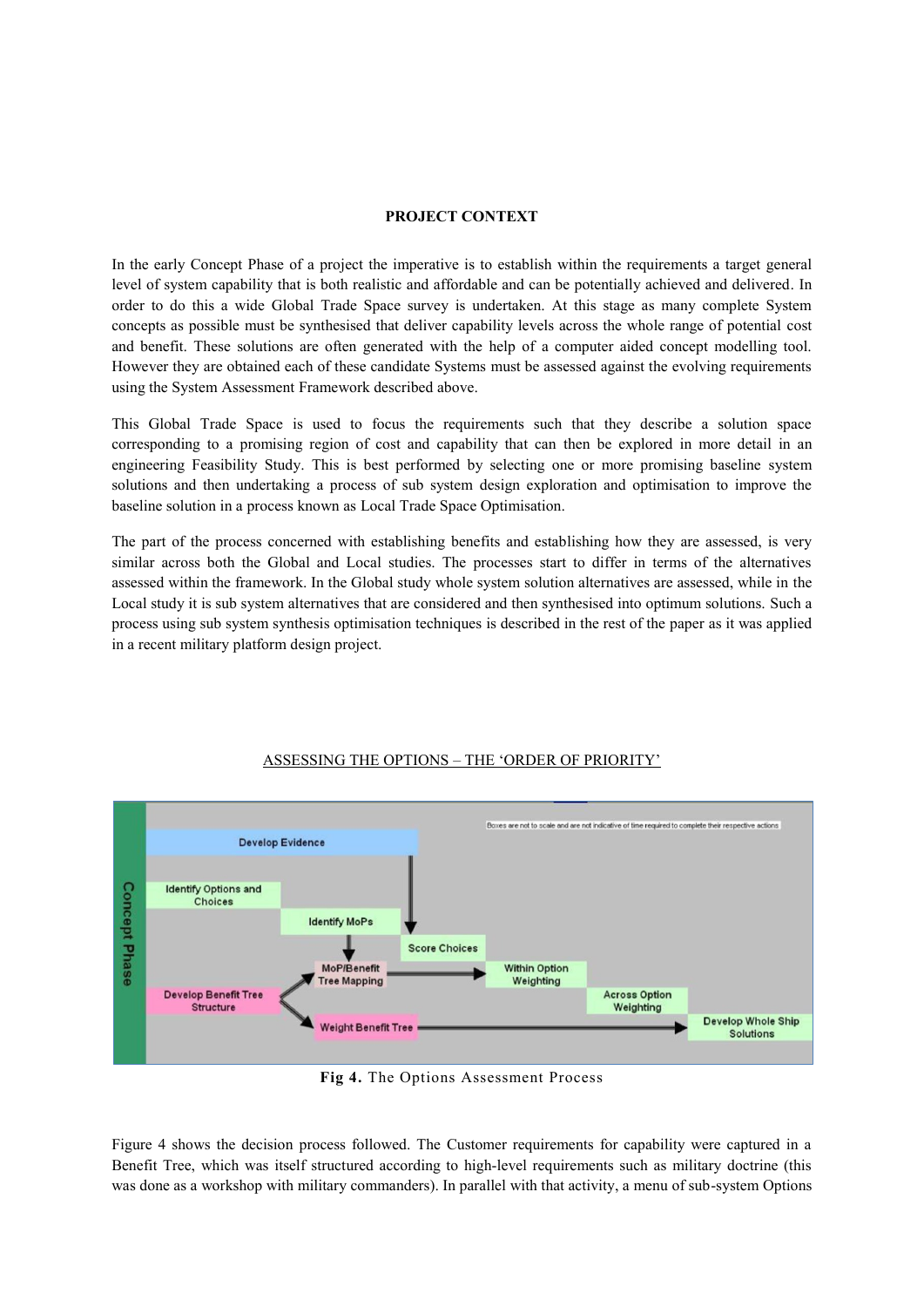**PROJECT CONTEXT**

In the early Concept Phase of a project the imperative is to establish within the requirements a target general level of system capability that is both realistic and affordable and can be potentially achieved and delivered. In order to do this a wide Global Trade Space survey is undertaken. At this stage as many complete System concepts as possible must be synthesised that deliver capability levels across the whole range of potential cost and benefit. These solutions are often generated with the help of a computer aided concept modelling tool. However they are obtained each of these candidate Systems must be assessed against the evolving requirements using the System Assessment Framework described above.

This Global Trade Space is used to focus the requirements such that they describe a solution space corresponding to a promising region of cost and capability that can then be explored in more detail in an engineering Feasibility Study. This is best performed by selecting one or more promising baseline system solutions and then undertaking a process of sub system design exploration and optimisation to improve the baseline solution in a process known as Local Trade Space Optimisation.

The part of the process concerned with establishing benefits and establishing how they are assessed, is very similar across both the Global and Local studies. The processes start to differ in terms of the alternatives assessed within the framework. In the Global study whole system solution alternatives are assessed, while in the Local study it is sub system alternatives that are considered and then synthesised into optimum solutions. Such a process using sub system synthesis optimisation techniques is described in the rest of the paper as it was applied in a recent military platform design project.

ASSESSING THE OPTIONS – THE 'ORDER OF PRIORITY'

**Fig 4.** The Options Assessment Process

Figure 4 shows the decision process followed. The Customer requirements for capability were captured in a Benefit Tree, which was itself structured according to high-level requirements such as military doctrine (this was done as a workshop with military commanders). In parallel with that activity, a menu of sub-system Options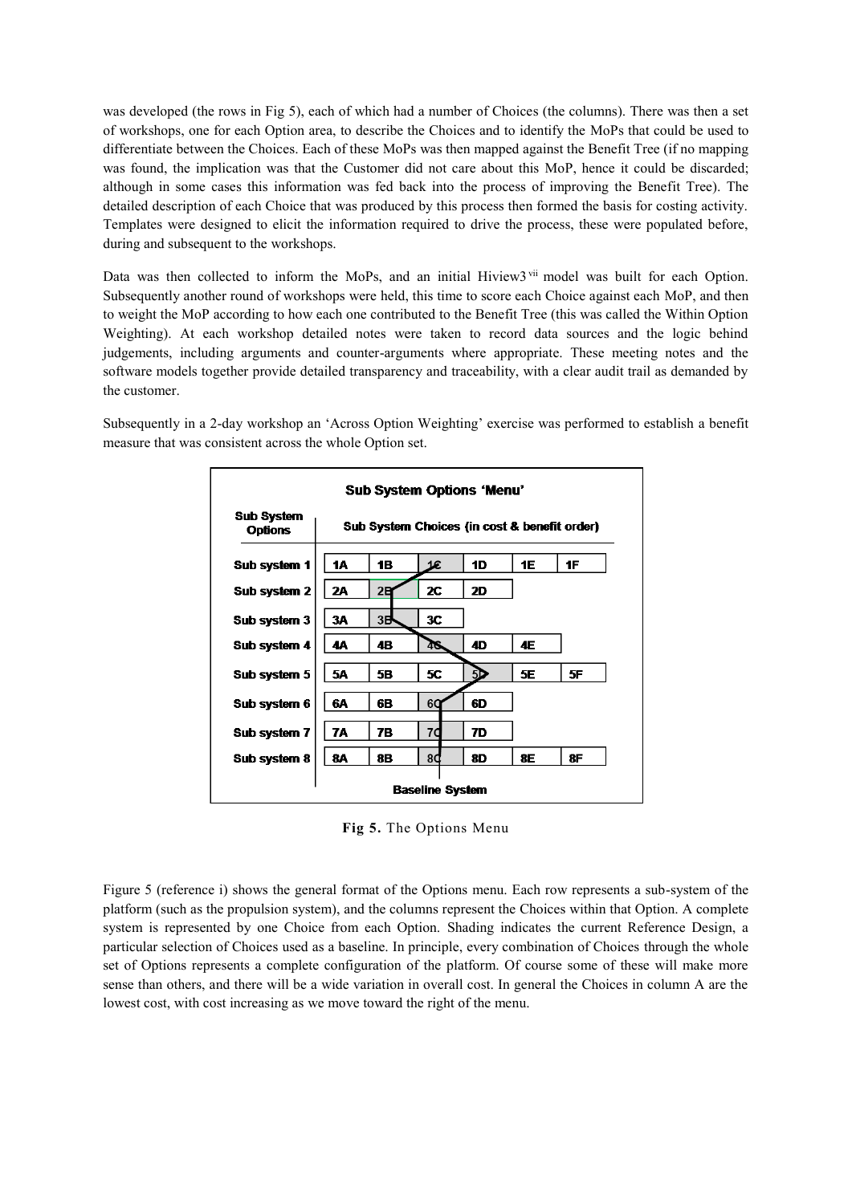was developed (the rows in Fig 5), each of which had a number of Choices (the columns). There was then a set of workshops, one for each Option area, to describe the Choices and to identify the MoPs that could be used to differentiate between the Choices. Each of these MoPs was then mapped against the Benefit Tree (if no mapping was found, the implication was that the Customer did not care about this MoP, hence it could be discarded; although in some cases this information was fed back into the process of improving the Benefit Tree). The detailed description of each Choice that was produced by this process then formed the basis for costing activity. Templates were designed to elicit the information required to drive the process, these were populated before, during and subsequent to the workshops.

Data was then collected to inform the MoPs, and an initial Hiview3[vii] model was built for each Option. Subsequently another round of workshops were held, this time to score each Choice against each MoP, and then to weight the MoP according to how each one contributed to the Benefit Tree (this was called the Within Option Weighting). At each workshop detailed notes were taken to record data sources and the logic behind judgements, including arguments and counter-arguments where appropriate. These meeting notes and the software models together provide detailed transparency and traceability, with a clear audit trail as demanded by the customer.

Subsequently in a 2-day workshop an 'Across Option Weighting' exercise was performed to establish a benefit measure that was consistent across the whole Option set.

**Sub System Options 'Menu'**

| Sub System Options | Sub System Choices (in cost & benefit order) | | | | | |
|---|---|---|---|---|---|---|
| Sub system 1 | 1A | 1B | 1C | 1D | 1E | 1F |
| Sub system 2 | 2A | 2B | 2C | 2D | | |
| Sub system 3 | 3A | 3B | 3C | | | |
| Sub system 4 | 4A | 4B | 4C | 4D | 4E | |
| Sub system 5 | 5A | 5B | 5C | 5D | 5E | 5F |
| Sub system 6 | 6A | 6B | 6C | 6D | | |
| Sub system 7 | 7A | 7B | 7C | 7D | | |
| Sub system 8 | 8A | 8B | 8C | 8D | 8E | 8F |

Baseline System

**Fig 5.** The Options Menu

Figure 5 (reference i) shows the general format of the Options menu. Each row represents a sub-system of the platform (such as the propulsion system), and the columns represent the Choices within that Option. A complete system is represented by one Choice from each Option. Shading indicates the current Reference Design, a particular selection of Choices used as a baseline. In principle, every combination of Choices through the whole set of Options represents a complete configuration of the platform. Of course some of these will make more sense than others, and there will be a wide variation in overall cost. In general the Choices in column A are the lowest cost, with cost increasing as we move toward the right of the menu.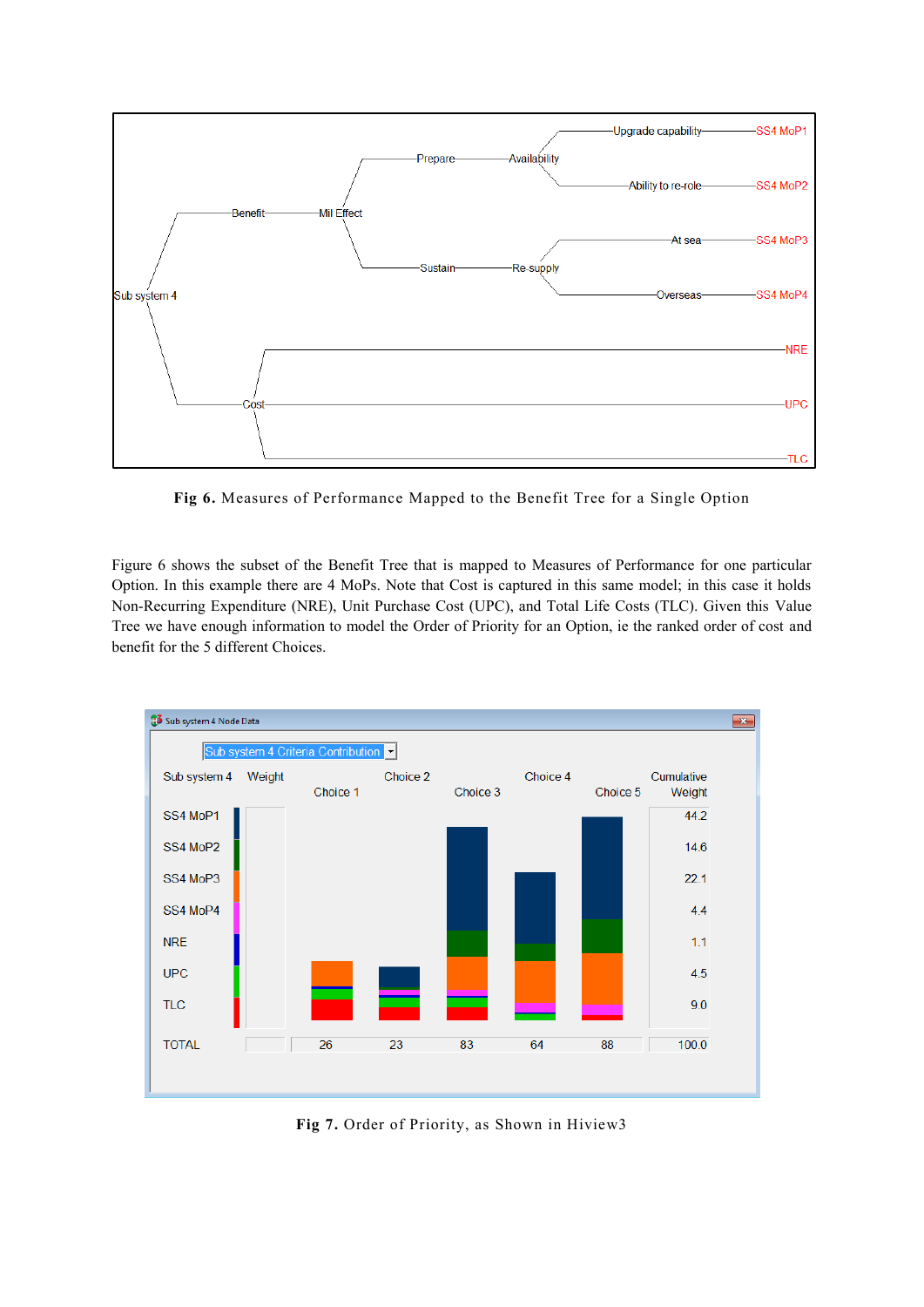Fig 6. Measures of Performance Mapped to the Benefit Tree for a Single Option

Figure 6 shows the subset of the Benefit Tree that is mapped to Measures of Performance for one particular Option. In this example there are 4 MoPs. Note that Cost is captured in this same model; in this case it holds Non-Recurring Expenditure (NRE), Unit Purchase Cost (UPC), and Total Life Costs (TLC). Given this Value Tree we have enough information to model the Order of Priority for an Option, ie the ranked order of cost and benefit for the 5 different Choices.

Fig 7. Order of Priority, as Shown in Hiview3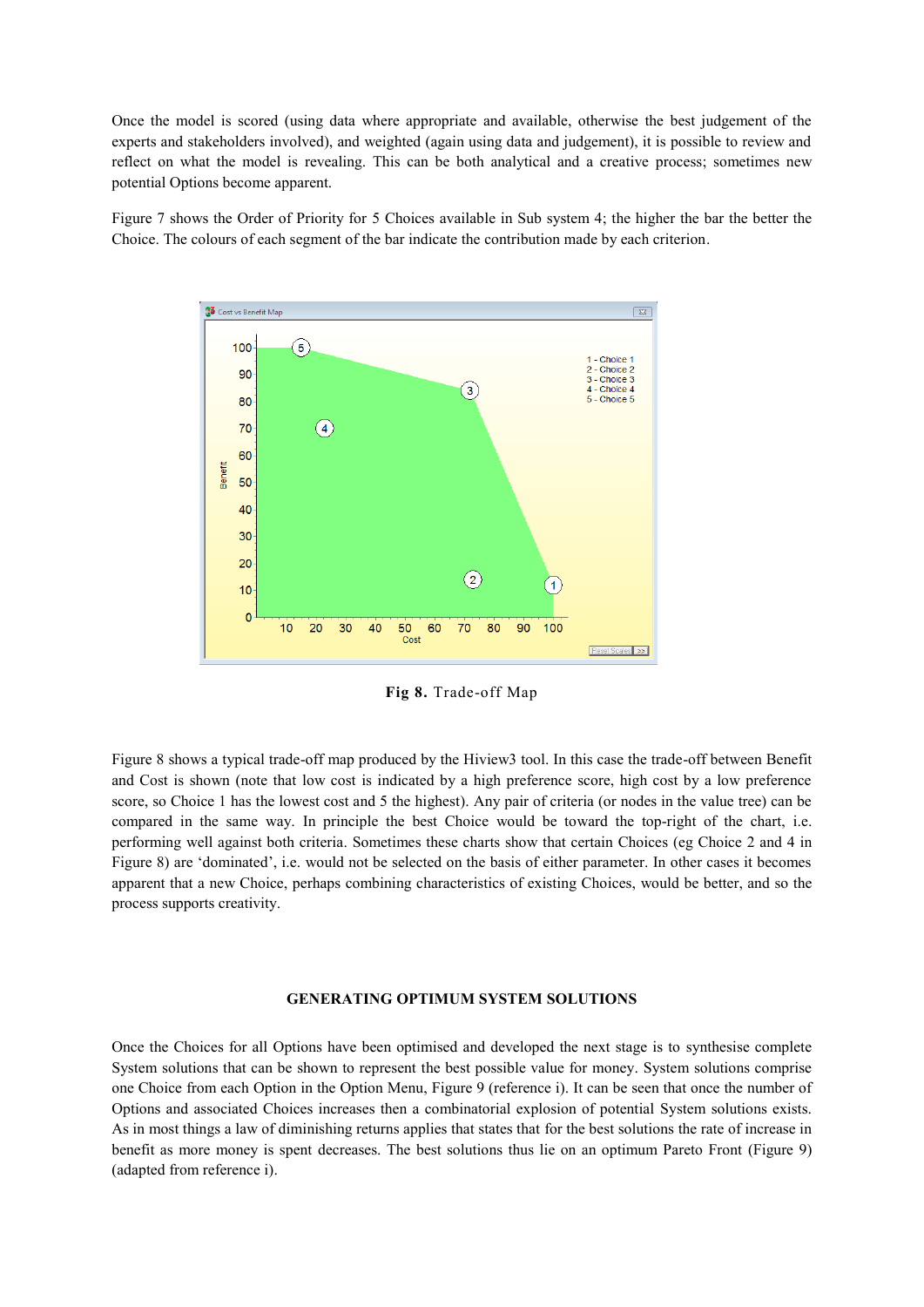Once the model is scored (using data where appropriate and available, otherwise the best judgement of the experts and stakeholders involved), and weighted (again using data and judgement), it is possible to review and reflect on what the model is revealing. This can be both analytical and a creative process; sometimes new potential Options become apparent.

Figure 7 shows the Order of Priority for 5 Choices available in Sub system 4; the higher the bar the better the Choice. The colours of each segment of the bar indicate the contribution made by each criterion.

**Fig 8.** Trade-off Map

Figure 8 shows a typical trade-off map produced by the Hiview3 tool. In this case the trade-off between Benefit and Cost is shown (note that low cost is indicated by a high preference score, high cost by a low preference score, so Choice 1 has the lowest cost and 5 the highest). Any pair of criteria (or nodes in the value tree) can be compared in the same way. In principle the best Choice would be toward the top-right of the chart, i.e. performing well against both criteria. Sometimes these charts show that certain Choices (eg Choice 2 and 4 in Figure 8) are 'dominated', i.e. would not be selected on the basis of either parameter. In other cases it becomes apparent that a new Choice, perhaps combining characteristics of existing Choices, would be better, and so the process supports creativity.

## GENERATING OPTIMUM SYSTEM SOLUTIONS

Once the Choices for all Options have been optimised and developed the next stage is to synthesise complete System solutions that can be shown to represent the best possible value for money. System solutions comprise one Choice from each Option in the Option Menu, Figure 9 (reference i). It can be seen that once the number of Options and associated Choices increases then a combinatorial explosion of potential System solutions exists. As in most things a law of diminishing returns applies that states that for the best solutions the rate of increase in benefit as more money is spent decreases. The best solutions thus lie on an optimum Pareto Front (Figure 9) (adapted from reference i).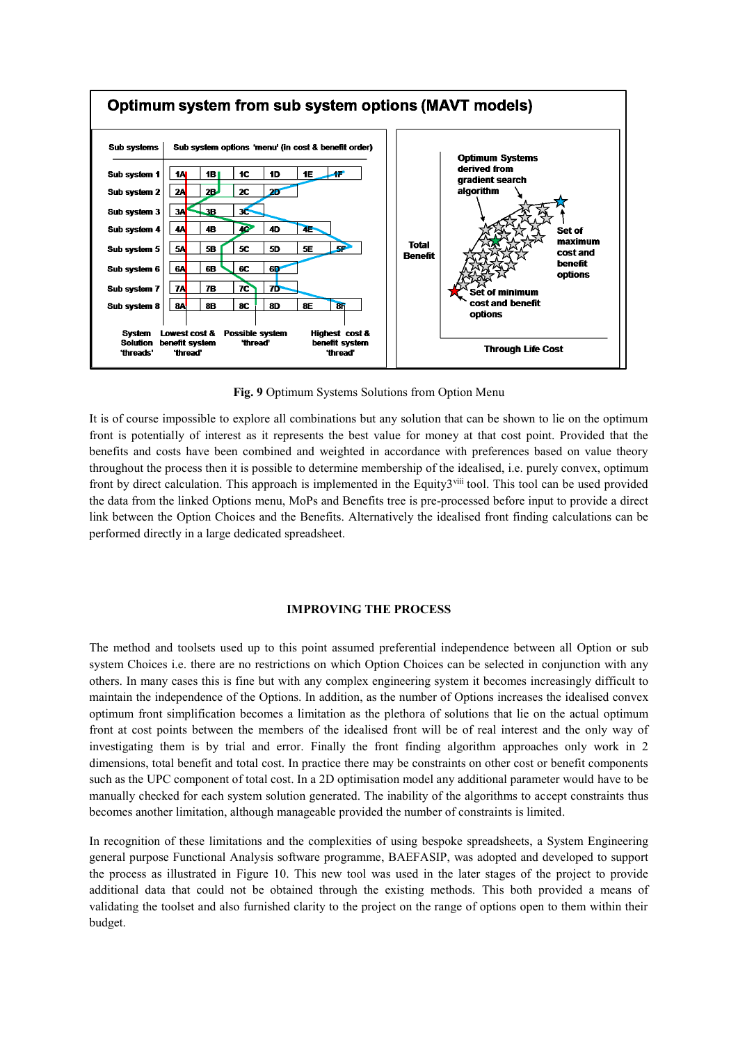**Optimum system from sub system options (MAVT models)**

| Sub systems | Sub system options 'menu' (in cost & benefit order) | | | | | |
|---|---|---|---|---|---|---|
| Sub system 1 | 1A | 1B | 1C | 1D | 1E | 1F |
| Sub system 2 | 2A | 2B | 2C | 2D | | |
| Sub system 3 | 3A | 3B | 3C | | | |
| Sub system 4 | 4A | 4B | 4C | 4D | 4E | |
| Sub system 5 | 5A | 5B | 5C | 5D | 5E | 5F |
| Sub system 6 | 6A | 6B | 6C | 6D | | |
| Sub system 7 | 7A | 7B | 7C | 7D | | |
| Sub system 8 | 8A | 8B | 8C | 8D | 8E | 8F |

System Solution 'threads' — Lowest cost & benefit system 'thread' — Possible system 'thread' — Highest cost & benefit system 'thread'

Total Benefit / Through Life Cost — Optimum Systems derived from gradient search algorithm — Set of maximum cost and benefit options — Set of minimum cost and benefit options

**Fig. 9** Optimum Systems Solutions from Option Menu

It is of course impossible to explore all combinations but any solution that can be shown to lie on the optimum front is potentially of interest as it represents the best value for money at that cost point. Provided that the benefits and costs have been combined and weighted in accordance with preferences based on value theory throughout the process then it is possible to determine membership of the idealised, i.e. purely convex, optimum front by direct calculation. This approach is implemented in the Equity3[viii] tool. This tool can be used provided the data from the linked Options menu, MoPs and Benefits tree is pre-processed before input to provide a direct link between the Option Choices and the Benefits. Alternatively the idealised front finding calculations can be performed directly in a large dedicated spreadsheet.

## IMPROVING THE PROCESS

The method and toolsets used up to this point assumed preferential independence between all Option or sub system Choices i.e. there are no restrictions on which Option Choices can be selected in conjunction with any others. In many cases this is fine but with any complex engineering system it becomes increasingly difficult to maintain the independence of the Options. In addition, as the number of Options increases the idealised convex optimum front simplification becomes a limitation as the plethora of solutions that lie on the actual optimum front at cost points between the members of the idealised front will be of real interest and the only way of investigating them is by trial and error. Finally the front finding algorithm approaches only work in 2 dimensions, total benefit and total cost. In practice there may be constraints on other cost or benefit components such as the UPC component of total cost. In a 2D optimisation model any additional parameter would have to be manually checked for each system solution generated. The inability of the algorithms to accept constraints thus becomes another limitation, although manageable provided the number of constraints is limited.

In recognition of these limitations and the complexities of using bespoke spreadsheets, a System Engineering general purpose Functional Analysis software programme, BAEFASIP, was adopted and developed to support the process as illustrated in Figure 10. This new tool was used in the later stages of the project to provide additional data that could not be obtained through the existing methods. This both provided a means of validating the toolset and also furnished clarity to the project on the range of options open to them within their budget.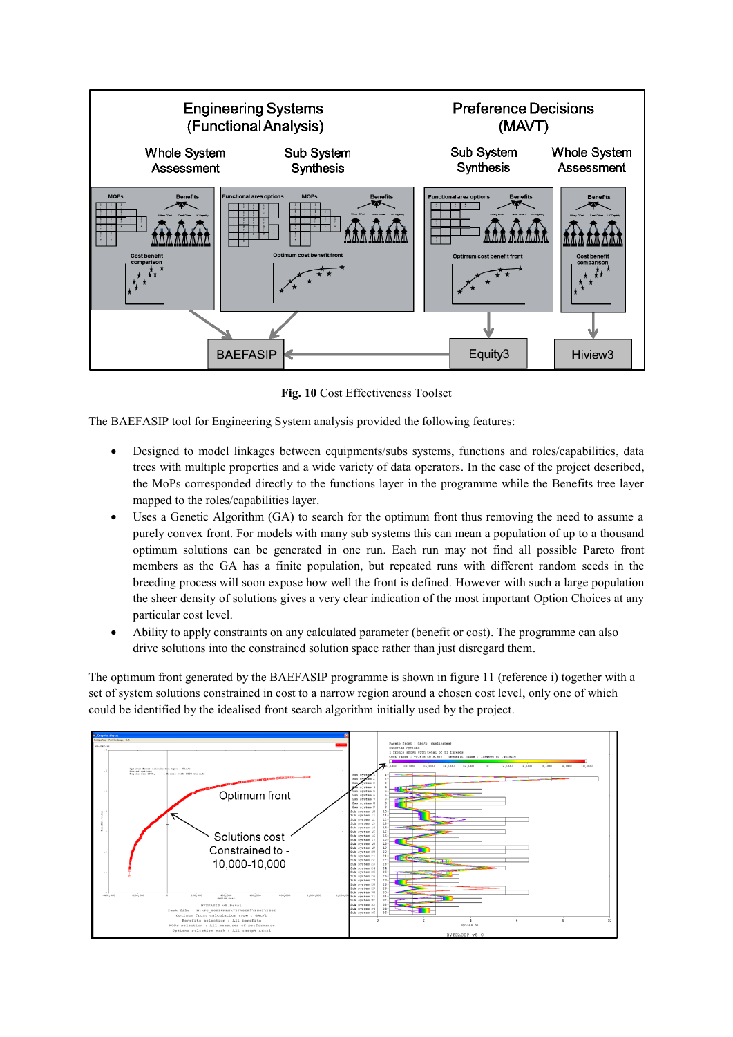**Fig. 10** Cost Effectiveness Toolset

The BAEFASIP tool for Engineering System analysis provided the following features:

- Designed to model linkages between equipments/subs systems, functions and roles/capabilities, data trees with multiple properties and a wide variety of data operators. In the case of the project described, the MoPs corresponded directly to the functions layer in the programme while the Benefits tree layer mapped to the roles/capabilities layer.
- Uses a Genetic Algorithm (GA) to search for the optimum front thus removing the need to assume a purely convex front. For models with many sub systems this can mean a population of up to a thousand optimum solutions can be generated in one run. Each run may not find all possible Pareto front members as the GA has a finite population, but repeated runs with different random seeds in the breeding process will soon expose how well the front is defined. However with such a large population the sheer density of solutions gives a very clear indication of the most important Option Choices at any particular cost level.
- Ability to apply constraints on any calculated parameter (benefit or cost). The programme can also drive solutions into the constrained solution space rather than just disregard them.

The optimum front generated by the BAEFASIP programme is shown in figure 11 (reference i) together with a set of system solutions constrained in cost to a narrow region around a chosen cost level, only one of which could be identified by the idealised front search algorithm initially used by the project.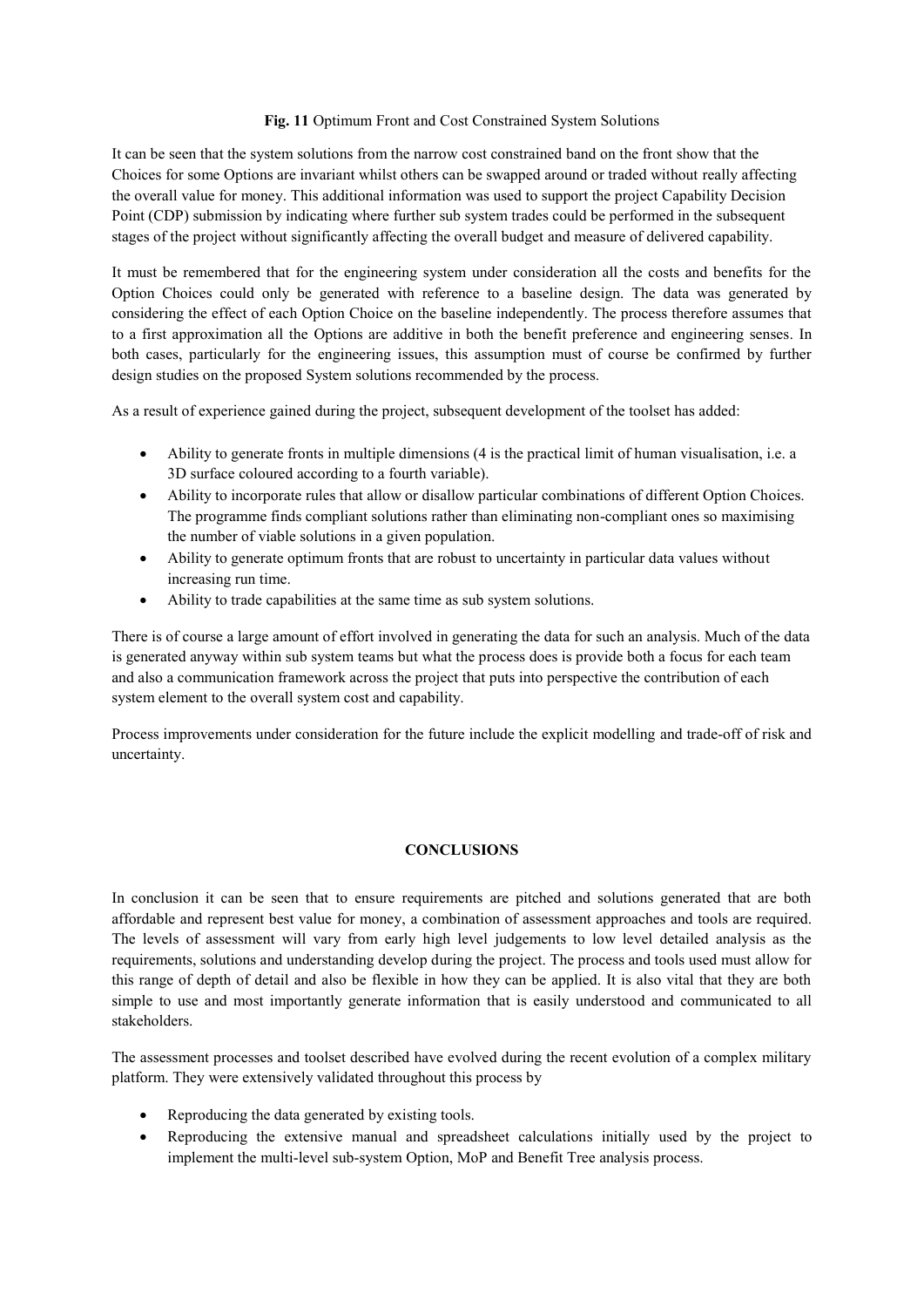**Fig. 11** Optimum Front and Cost Constrained System Solutions

It can be seen that the system solutions from the narrow cost constrained band on the front show that the Choices for some Options are invariant whilst others can be swapped around or traded without really affecting the overall value for money. This additional information was used to support the project Capability Decision Point (CDP) submission by indicating where further sub system trades could be performed in the subsequent stages of the project without significantly affecting the overall budget and measure of delivered capability.

It must be remembered that for the engineering system under consideration all the costs and benefits for the Option Choices could only be generated with reference to a baseline design. The data was generated by considering the effect of each Option Choice on the baseline independently. The process therefore assumes that to a first approximation all the Options are additive in both the benefit preference and engineering senses. In both cases, particularly for the engineering issues, this assumption must of course be confirmed by further design studies on the proposed System solutions recommended by the process.

As a result of experience gained during the project, subsequent development of the toolset has added:

- Ability to generate fronts in multiple dimensions (4 is the practical limit of human visualisation, i.e. a 3D surface coloured according to a fourth variable).
- Ability to incorporate rules that allow or disallow particular combinations of different Option Choices. The programme finds compliant solutions rather than eliminating non-compliant ones so maximising the number of viable solutions in a given population.
- Ability to generate optimum fronts that are robust to uncertainty in particular data values without increasing run time.
- Ability to trade capabilities at the same time as sub system solutions.

There is of course a large amount of effort involved in generating the data for such an analysis. Much of the data is generated anyway within sub system teams but what the process does is provide both a focus for each team and also a communication framework across the project that puts into perspective the contribution of each system element to the overall system cost and capability.

Process improvements under consideration for the future include the explicit modelling and trade-off of risk and uncertainty.

## CONCLUSIONS

In conclusion it can be seen that to ensure requirements are pitched and solutions generated that are both affordable and represent best value for money, a combination of assessment approaches and tools are required. The levels of assessment will vary from early high level judgements to low level detailed analysis as the requirements, solutions and understanding develop during the project. The process and tools used must allow for this range of depth of detail and also be flexible in how they can be applied. It is also vital that they are both simple to use and most importantly generate information that is easily understood and communicated to all stakeholders.

The assessment processes and toolset described have evolved during the recent evolution of a complex military platform. They were extensively validated throughout this process by

- Reproducing the data generated by existing tools.
- Reproducing the extensive manual and spreadsheet calculations initially used by the project to implement the multi-level sub-system Option, MoP and Benefit Tree analysis process.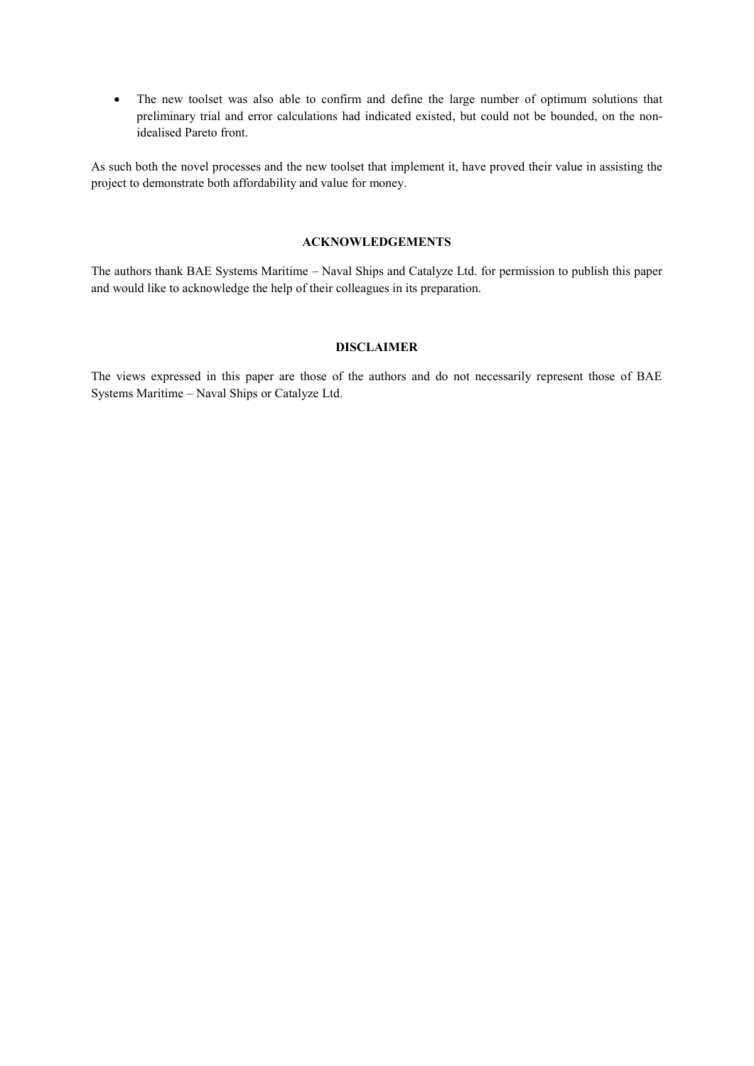- The new toolset was also able to confirm and define the large number of optimum solutions that preliminary trial and error calculations had indicated existed, but could not be bounded, on the non-idealised Pareto front.

As such both the novel processes and the new toolset that implement it, have proved their value in assisting the project to demonstrate both affordability and value for money.

## ACKNOWLEDGEMENTS

The authors thank BAE Systems Maritime – Naval Ships and Catalyze Ltd. for permission to publish this paper and would like to acknowledge the help of their colleagues in its preparation.

## DISCLAIMER

The views expressed in this paper are those of the authors and do not necessarily represent those of BAE Systems Maritime – Naval Ships or Catalyze Ltd.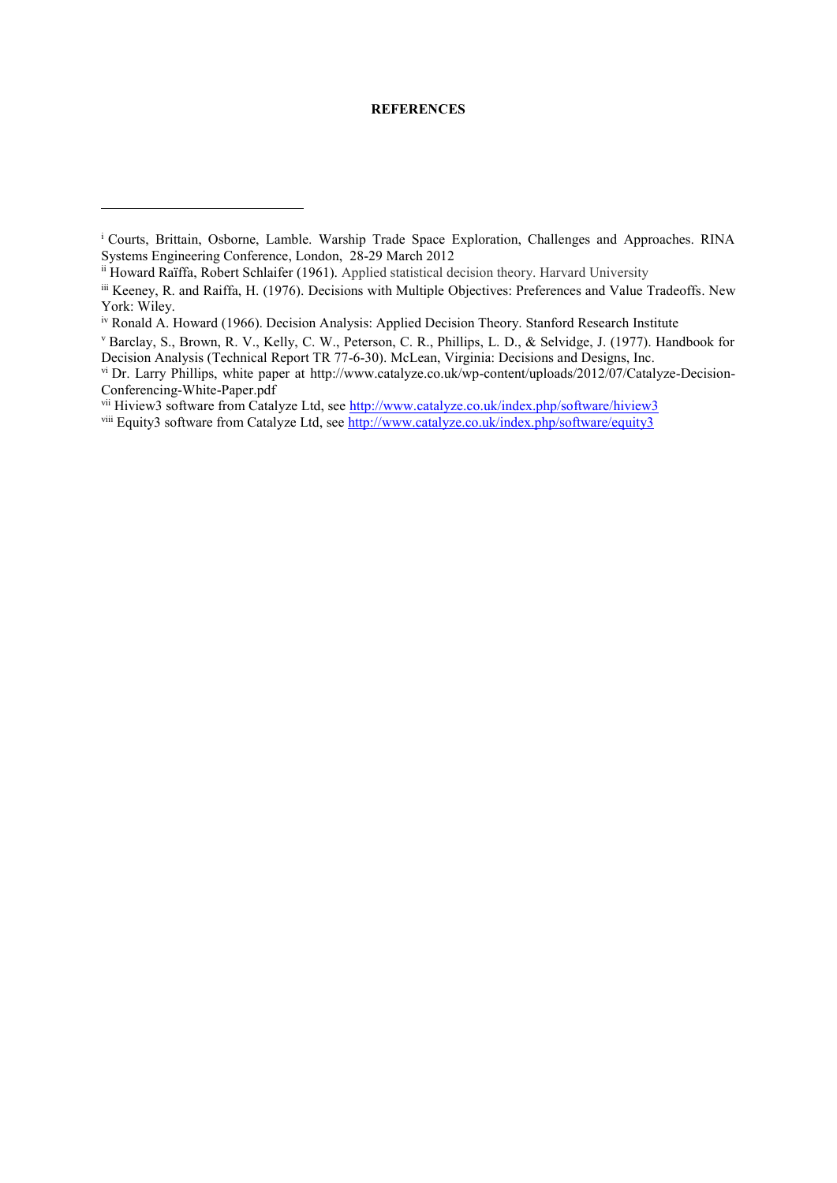**REFERENCES**

[i] Courts, Brittain, Osborne, Lamble. Warship Trade Space Exploration, Challenges and Approaches. RINA Systems Engineering Conference, London, 28-29 March 2012

[ii] Howard Raïffa, Robert Schlaifer (1961). Applied statistical decision theory. Harvard University

[iii] Keeney, R. and Raiffa, H. (1976). Decisions with Multiple Objectives: Preferences and Value Tradeoffs. New York: Wiley.

[iv] Ronald A. Howard (1966). Decision Analysis: Applied Decision Theory. Stanford Research Institute

[v] Barclay, S., Brown, R. V., Kelly, C. W., Peterson, C. R., Phillips, L. D., & Selvidge, J. (1977). Handbook for Decision Analysis (Technical Report TR 77-6-30). McLean, Virginia: Decisions and Designs, Inc.

[vi] Dr. Larry Phillips, white paper at http://www.catalyze.co.uk/wp-content/uploads/2012/07/Catalyze-Decision-Conferencing-White-Paper.pdf

[vii] Hiview3 software from Catalyze Ltd, see http://www.catalyze.co.uk/index.php/software/hiview3

[viii] Equity3 software from Catalyze Ltd, see http://www.catalyze.co.uk/index.php/software/equity3